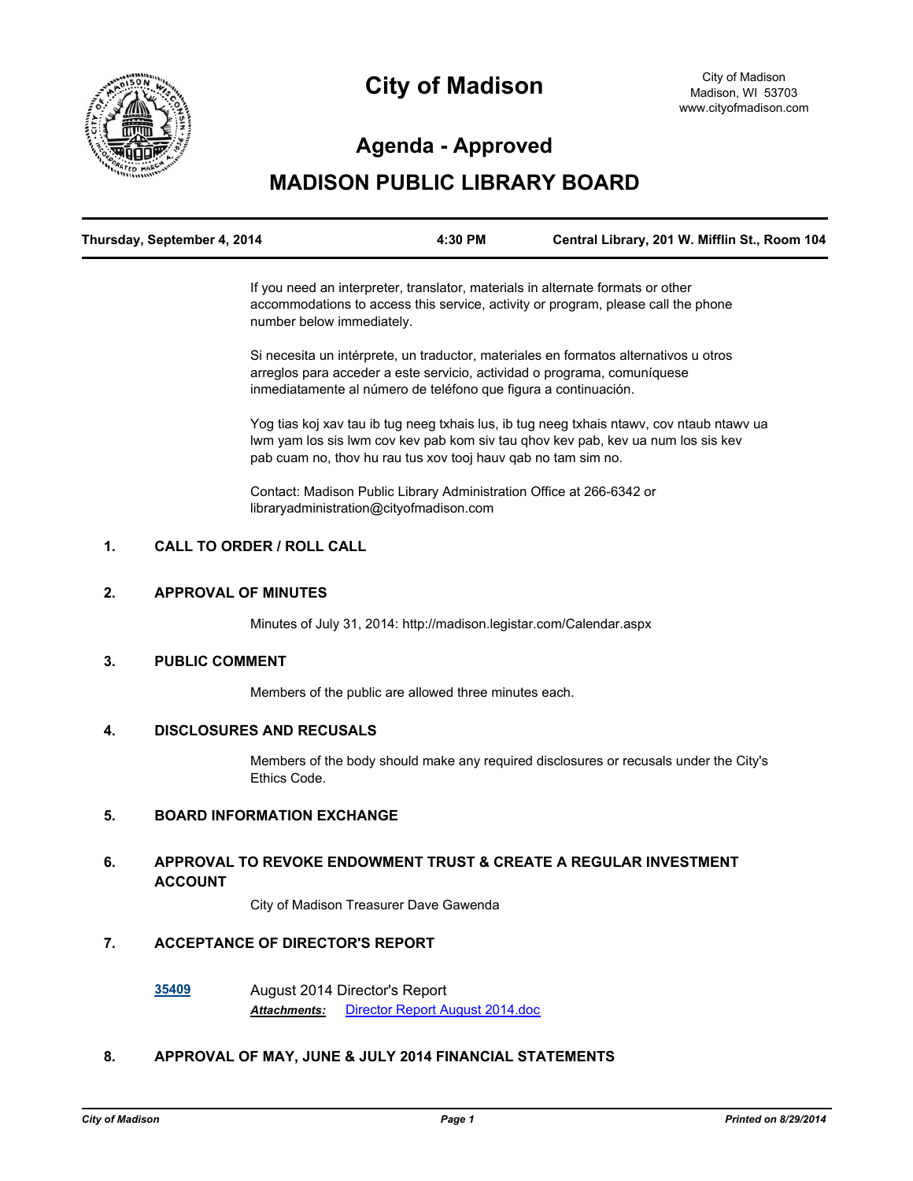# City of Madison

City of Madison
Madison, WI 53703
www.cityofmadison.com

## Agenda - Approved

## MADISON PUBLIC LIBRARY BOARD

| Thursday, September 4, 2014 | 4:30 PM | Central Library, 201 W. Mifflin St., Room 104 |
|---|---|---|

If you need an interpreter, translator, materials in alternate formats or other accommodations to access this service, activity or program, please call the phone number below immediately.

Si necesita un intérprete, un traductor, materiales en formatos alternativos u otros arreglos para acceder a este servicio, actividad o programa, comuníquese inmediatamente al número de teléfono que figura a continuación.

Yog tias koj xav tau ib tug neeg txhais lus, ib tug neeg txhais ntawv, cov ntaub ntawv ua lwm yam los sis lwm cov kev pab kom siv tau qhov kev pab, kev ua num los sis kev pab cuam no, thov hu rau tus xov tooj hauv qab no tam sim no.

Contact: Madison Public Library Administration Office at 266-6342 or libraryadministration@cityofmadison.com

### 1. CALL TO ORDER / ROLL CALL

### 2. APPROVAL OF MINUTES

Minutes of July 31, 2014: http://madison.legistar.com/Calendar.aspx

### 3. PUBLIC COMMENT

Members of the public are allowed three minutes each.

### 4. DISCLOSURES AND RECUSALS

Members of the body should make any required disclosures or recusals under the City's Ethics Code.

### 5. BOARD INFORMATION EXCHANGE

### 6. APPROVAL TO REVOKE ENDOWMENT TRUST & CREATE A REGULAR INVESTMENT ACCOUNT

City of Madison Treasurer Dave Gawenda

### 7. ACCEPTANCE OF DIRECTOR'S REPORT

**35409** August 2014 Director's Report
***Attachments:*** Director Report August 2014.doc

### 8. APPROVAL OF MAY, JUNE & JULY 2014 FINANCIAL STATEMENTS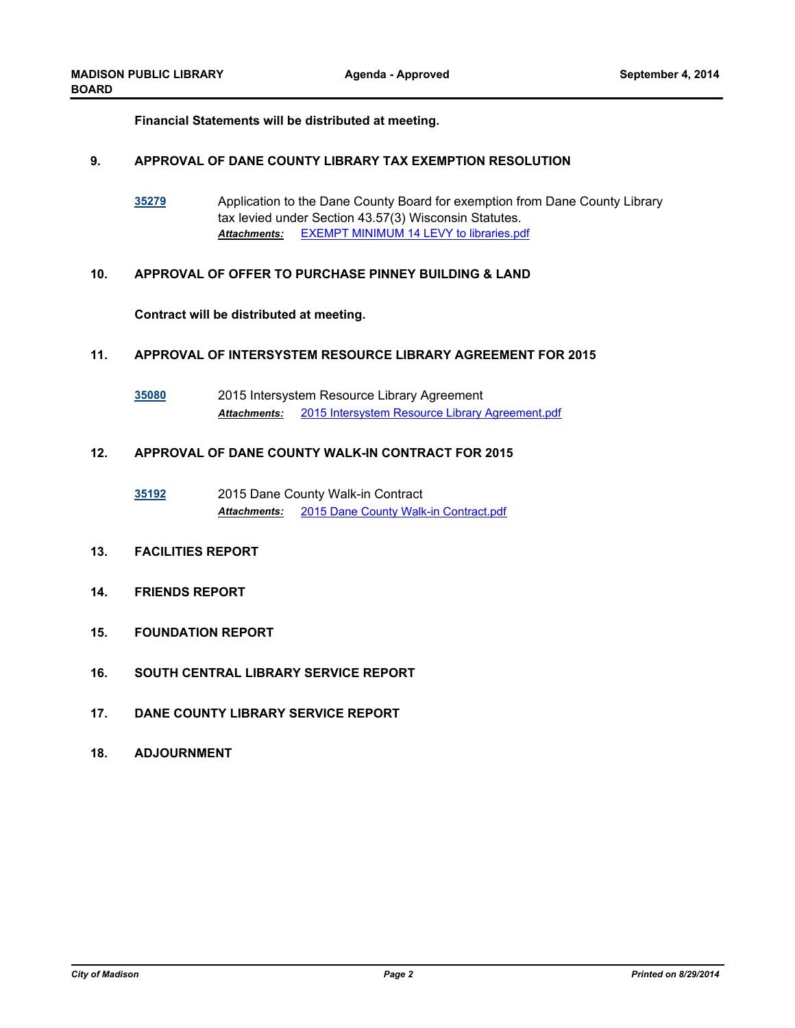**Financial Statements will be distributed at meeting.**

## 9. APPROVAL OF DANE COUNTY LIBRARY TAX EXEMPTION RESOLUTION

**35279** Application to the Dane County Board for exemption from Dane County Library tax levied under Section 43.57(3) Wisconsin Statutes.

***Attachments:*** EXEMPT MINIMUM 14 LEVY to libraries.pdf

## 10. APPROVAL OF OFFER TO PURCHASE PINNEY BUILDING & LAND

**Contract will be distributed at meeting.**

## 11. APPROVAL OF INTERSYSTEM RESOURCE LIBRARY AGREEMENT FOR 2015

**35080** 2015 Intersystem Resource Library Agreement

***Attachments:*** 2015 Intersystem Resource Library Agreement.pdf

## 12. APPROVAL OF DANE COUNTY WALK-IN CONTRACT FOR 2015

**35192** 2015 Dane County Walk-in Contract

***Attachments:*** 2015 Dane County Walk-in Contract.pdf

## 13. FACILITIES REPORT

## 14. FRIENDS REPORT

## 15. FOUNDATION REPORT

## 16. SOUTH CENTRAL LIBRARY SERVICE REPORT

## 17. DANE COUNTY LIBRARY SERVICE REPORT

## 18. ADJOURNMENT